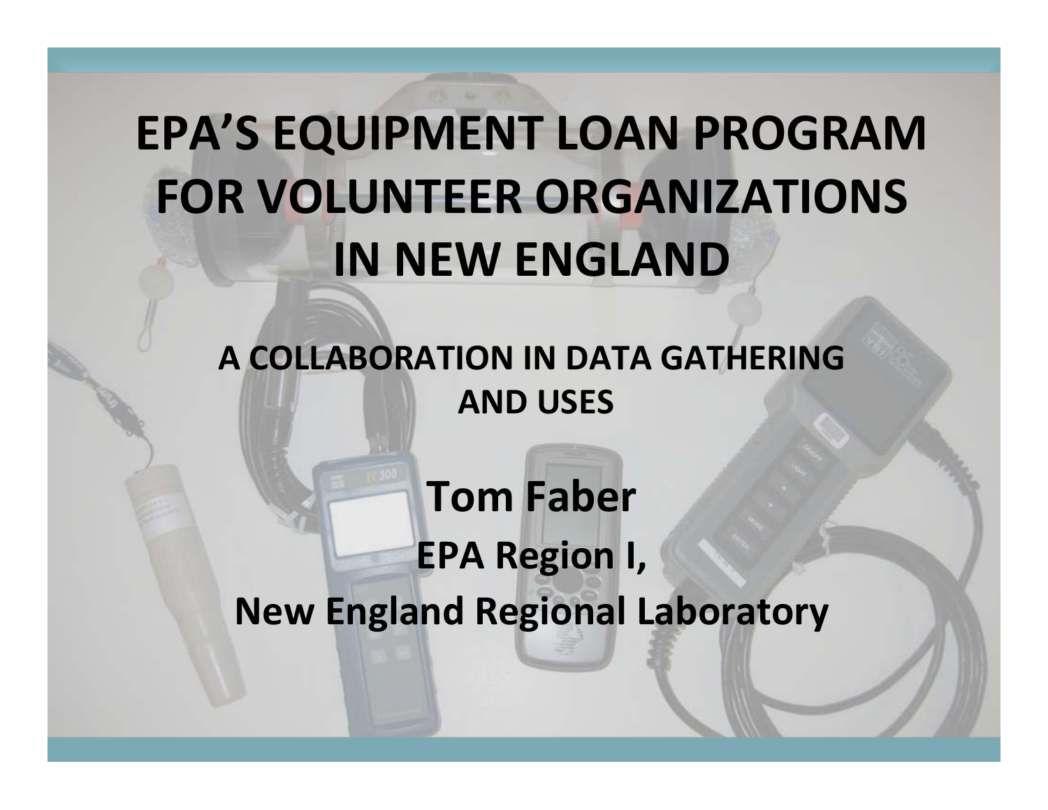# EPA'S EQUIPMENT LOAN PROGRAM FOR VOLUNTEER ORGANIZATIONS IN NEW ENGLAND

## A COLLABORATION IN DATA GATHERING AND USES

**Tom Faber**

**EPA Region I,**

**New England Regional Laboratory**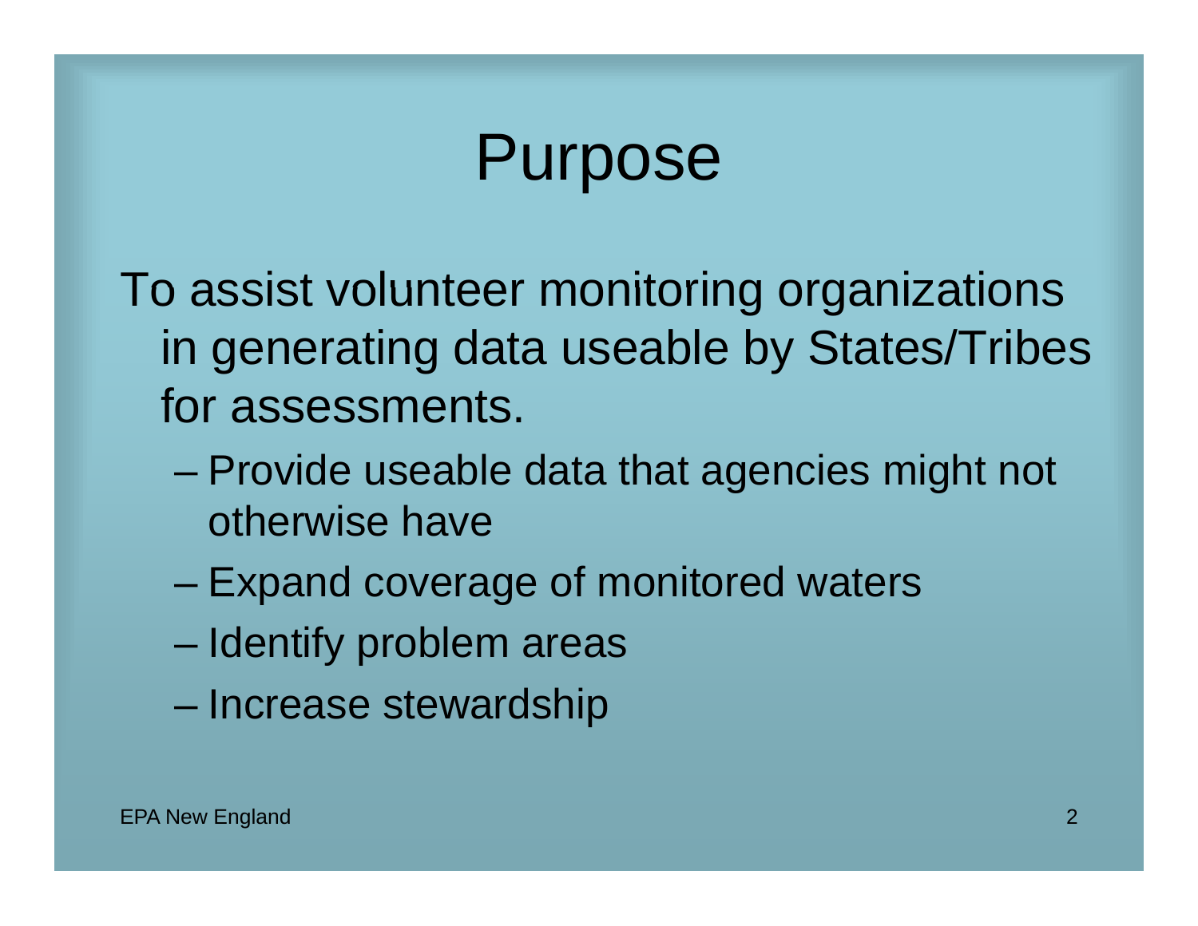# Purpose

To assist volunteer monitoring organizations in generating data useable by States/Tribes for assessments.

- Provide useable data that agencies might not otherwise have
- Expand coverage of monitored waters
- Identify problem areas
- Increase stewardship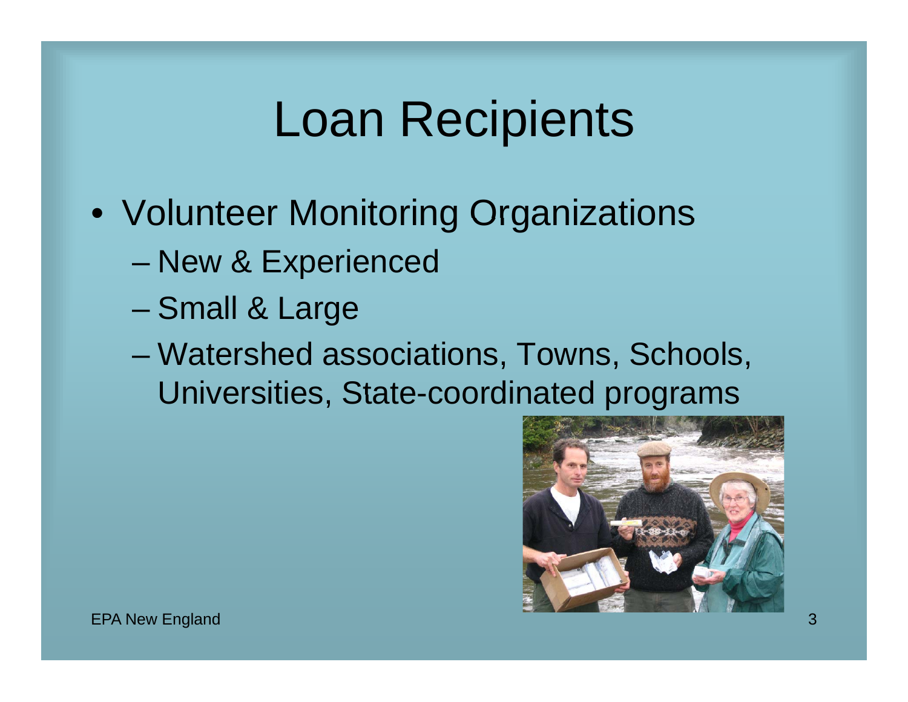# Loan Recipients

- Volunteer Monitoring Organizations
  - New & Experienced
  - Small & Large
  - Watershed associations, Towns, Schools, Universities, State-coordinated programs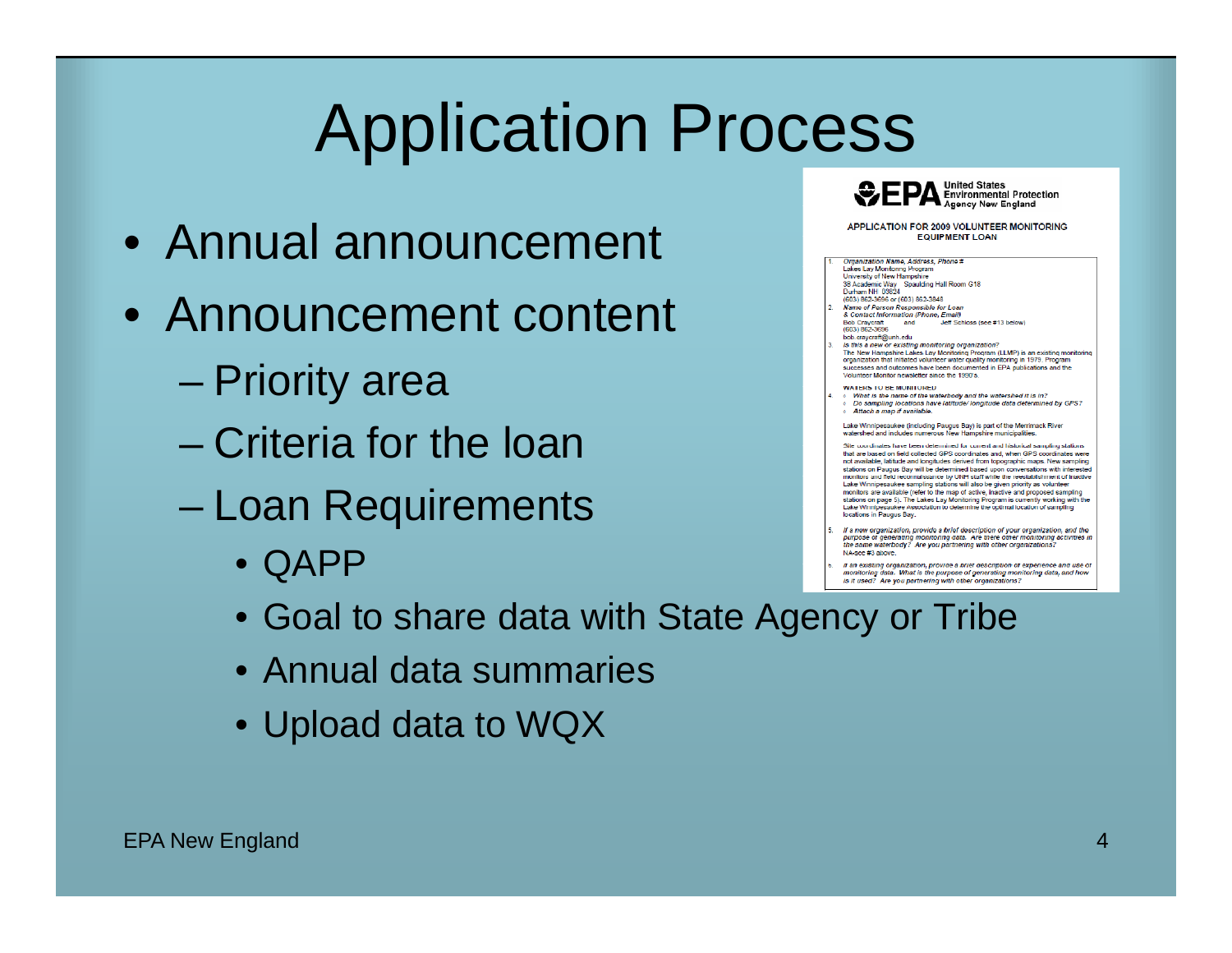# Application Process

- Annual announcement
- Announcement content
  - Priority area
  - Criteria for the loan
  - Loan Requirements
    - QAPP
    - Goal to share data with State Agency or Tribe
    - Annual data summaries
    - Upload data to WQX

**EPA** United States Environmental Protection Agency New England

**APPLICATION FOR 2009 VOLUNTEER MONITORING EQUIPMENT LOAN**

1. *Organization Name, Address, Phone #*
   Lakes Lay Monitoring Program
   University of New Hampshire
   38 Academic Way   Spaulding Hall Room G18
   Durham NH 03824
   (603) 862-3696 or (603) 862-3848
2. *Name of Person Responsible for Loan & Contact Information (Phone, Email)*
   Bob Craycraft   and   Jeff Schloss (see #13 below)
   (603) 862-3696
   bob.craycraft@unh.edu
3. *Is this a new or existing monitoring organization?*
   The New Hampshire Lakes Lay Monitoring Program (LLMP) is an existing monitoring organization that initiated volunteer water quality monitoring in 1979. Program successes and outcomes have been documented in EPA publications and the Volunteer Monitor newsletter since the 1990's.

WATERS TO BE MONITORED

4. ◦ *What is the name of the waterbody and the watershed it is in?*
   ◦ *Do sampling locations have latitude/ longitude data determined by GPS?*
   ◦ *Attach a map if available.*

   Lake Winnipesaukee (including Paugus Bay) is part of the Merrimack River watershed and includes numerous New Hampshire municipalities.

   Site coordinates have been determined for current and historical sampling stations that are based on field collected GPS coordinates and, when GPS coordinates were not available, latitude and longitudes derived from topographic maps. New sampling stations on Paugus Bay will be determined based upon conversations with interested monitors and field reconnaissance by UNH staff while the reestablishment of inactive Lake Winnipesaukee sampling stations will also be given priority as volunteer monitors are available (refer to the map of active, inactive and proposed sampling stations on page 5). The Lakes Lay Monitoring Program is currently working with the Lake Winnipesaukee Association to determine the optimal location of sampling locations in Paugus Bay.

5. *If a new organization, provide a brief description of your organization, and the purpose of generating monitoring data. Are there other monitoring activities in the same waterbody? Are you partnering with other organizations?*
   NA-see #3 above.
6. *If an existing organization, provide a brief description of experience and use of monitoring data. What is the purpose of generating monitoring data, and how is it used? Are you partnering with other organizations?*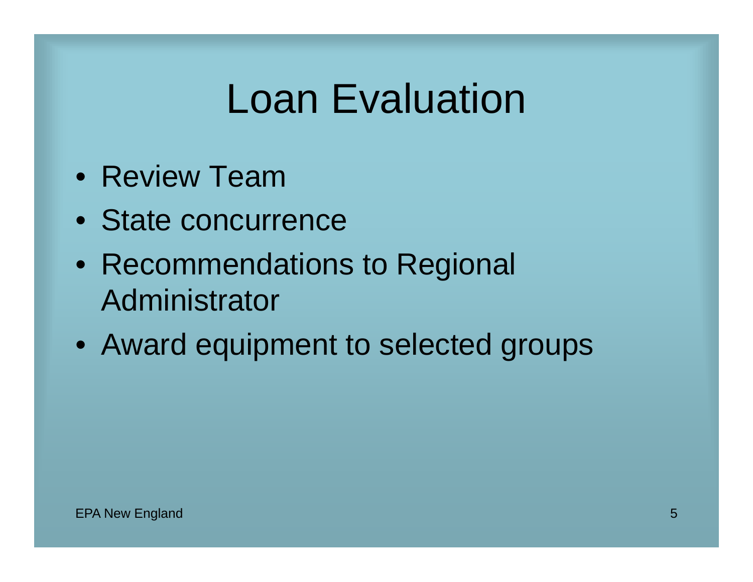# Loan Evaluation

- Review Team
- State concurrence
- Recommendations to Regional Administrator
- Award equipment to selected groups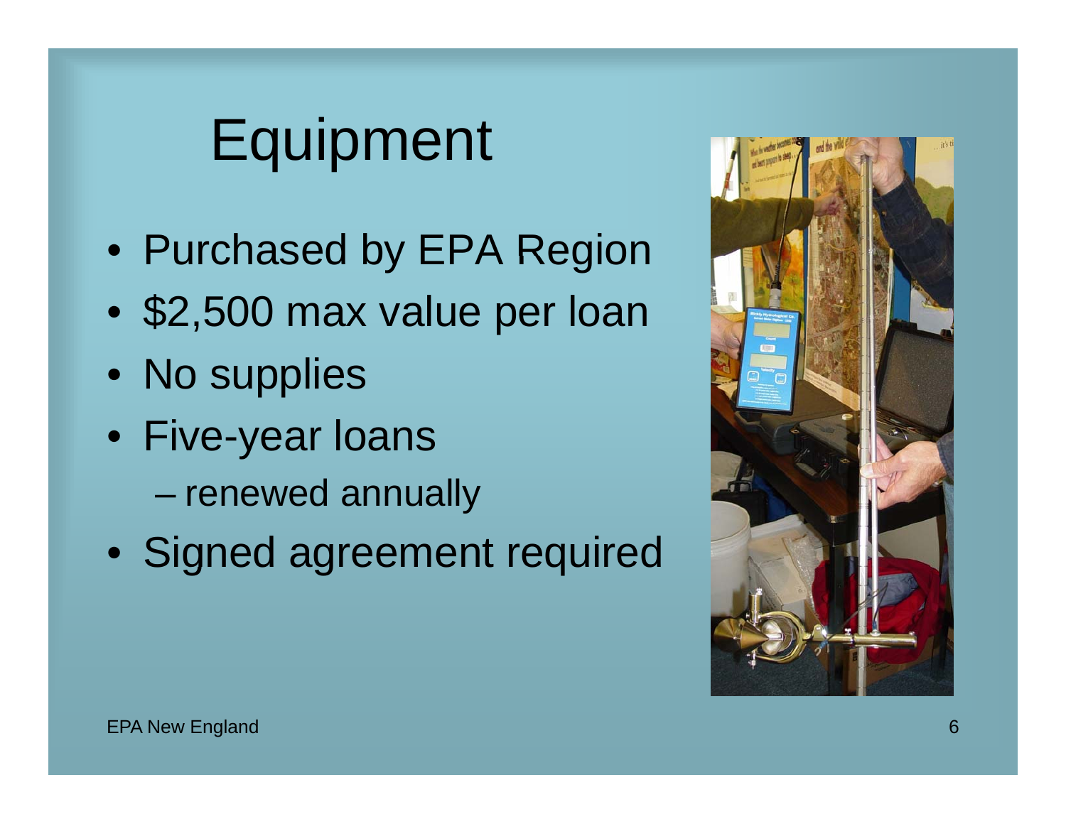# Equipment

- Purchased by EPA Region
- $2,500 max value per loan
- No supplies
- Five-year loans
  - renewed annually
- Signed agreement required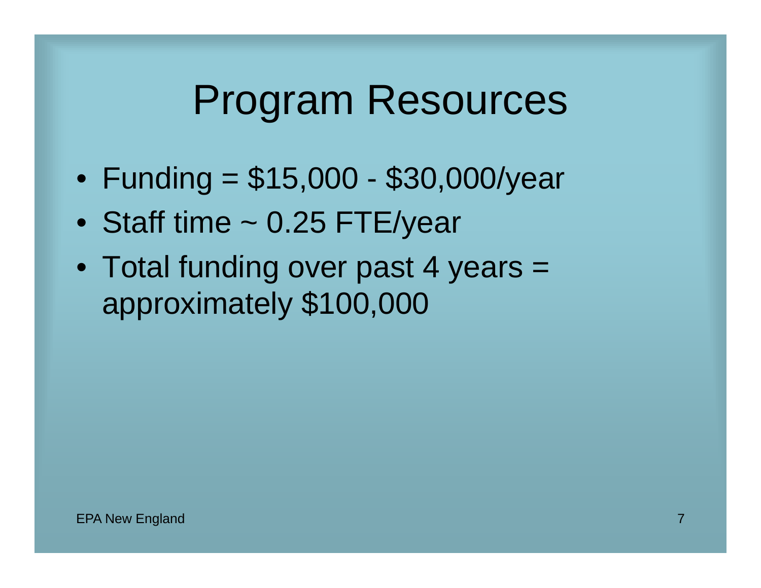# Program Resources

- Funding = $15,000 - $30,000/year
- Staff time ~ 0.25 FTE/year
- Total funding over past 4 years = approximately $100,000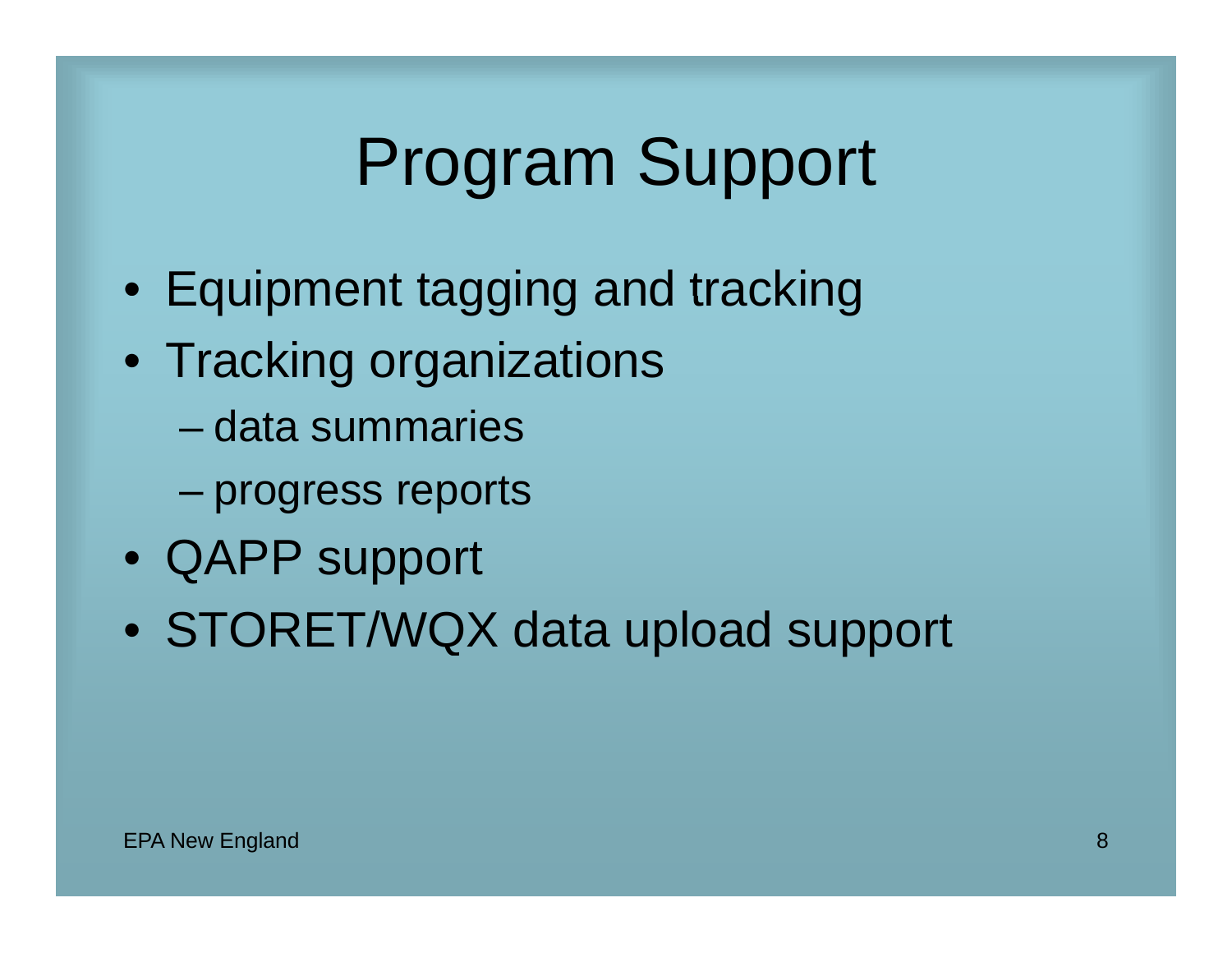# Program Support

- Equipment tagging and tracking
- Tracking organizations
  - data summaries
  - progress reports
- QAPP support
- STORET/WQX data upload support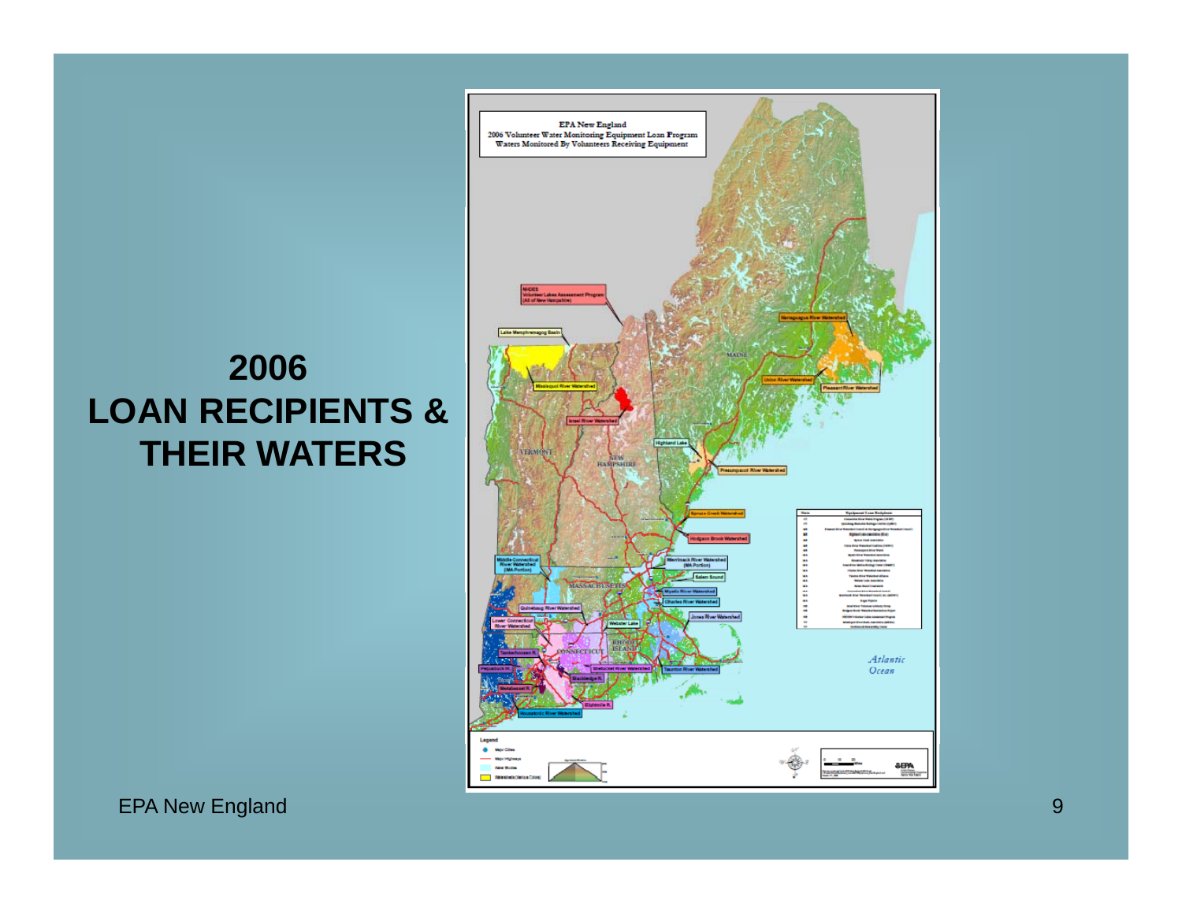# 2006 LOAN RECIPIENTS & THEIR WATERS

EPA New England
2006 Volunteer Water Monitoring Equipment Loan Program
Waters Monitored By Volunteers Receiving Equipment

NHDES Volunteer Lakes Assessment Program (All of New Hampshire)

Lake Memphremagog Basin

Missisquoi River Watershed

Israel River Watershed

Highland Lake

Presumpscot River Watershed

Narraguagus River Watershed

Union River Watershed

Pleasant River Watershed

Spruce Creek Watershed

Hodgson Brook Watershed

Middle Connecticut River Watershed (MA Portion)

Merrimack River Watershed (MA Portion)

Salem Sound

Mystic River Watershed

Charles River Watershed

Jones River Watershed

Quinebaug River Watershed

Lower Connecticut River Watershed

Webster Lake

Tankerhoosen R.

Shetucket River Watershed

Taunton River Watershed

Pequabuck R.

Blackledge R.

Natchaug R.

Eightmile R.

Housatonic River Watershed

VERMONT

NEW HAMPSHIRE

MAINE

MASSACHUSETTS

CONNECTICUT

RHODE ISLAND

Atlantic Ocean

Legend

Major Cities

Major Highways

Water Bodies

Watersheds (Various Colors)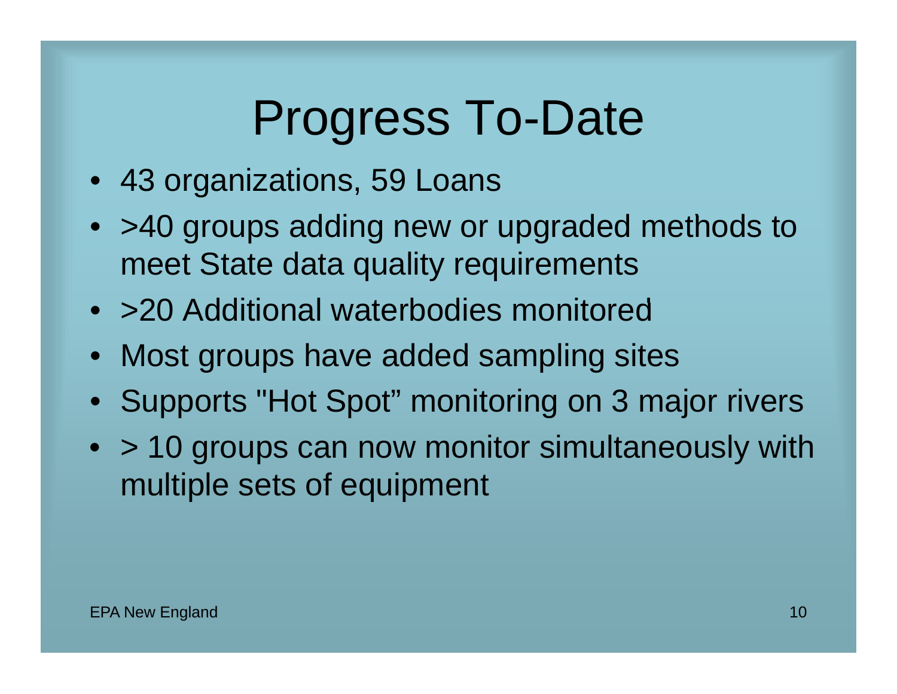# Progress To-Date

- 43 organizations, 59 Loans
- >40 groups adding new or upgraded methods to meet State data quality requirements
- >20 Additional waterbodies monitored
- Most groups have added sampling sites
- Supports "Hot Spot" monitoring on 3 major rivers
- > 10 groups can now monitor simultaneously with multiple sets of equipment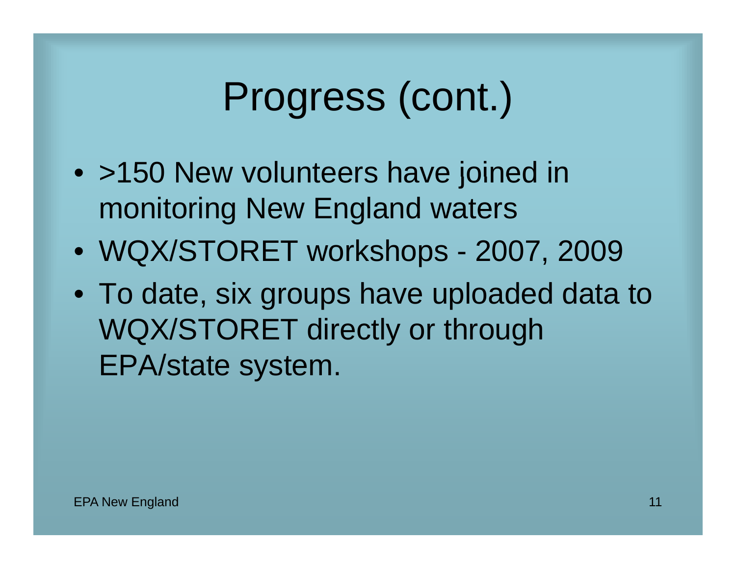# Progress (cont.)

- >150 New volunteers have joined in monitoring New England waters
- WQX/STORET workshops - 2007, 2009
- To date, six groups have uploaded data to WQX/STORET directly or through EPA/state system.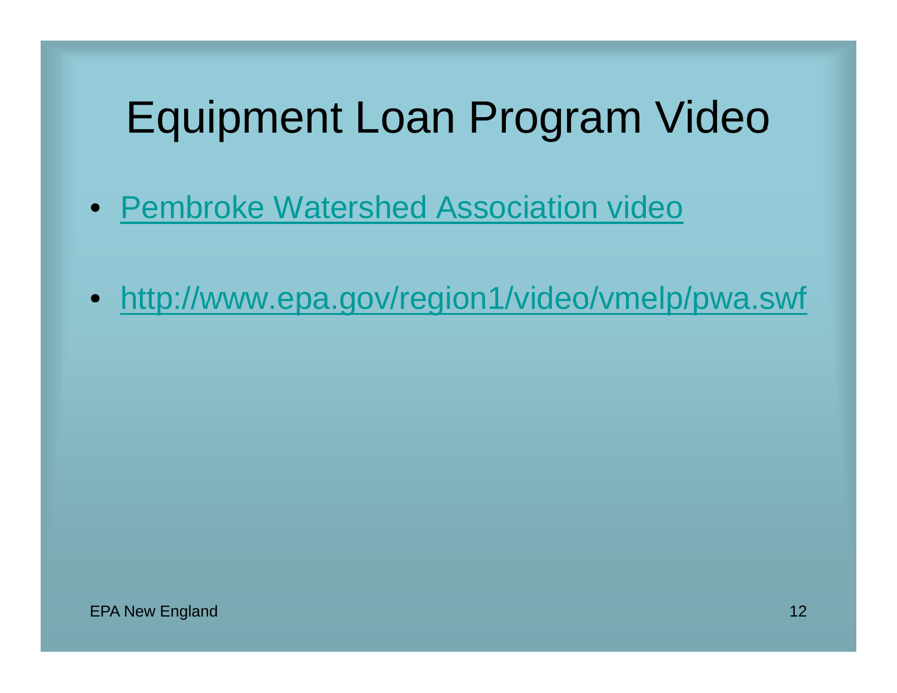# Equipment Loan Program Video

- Pembroke Watershed Association video
- http://www.epa.gov/region1/video/vmelp/pwa.swf

EPA New England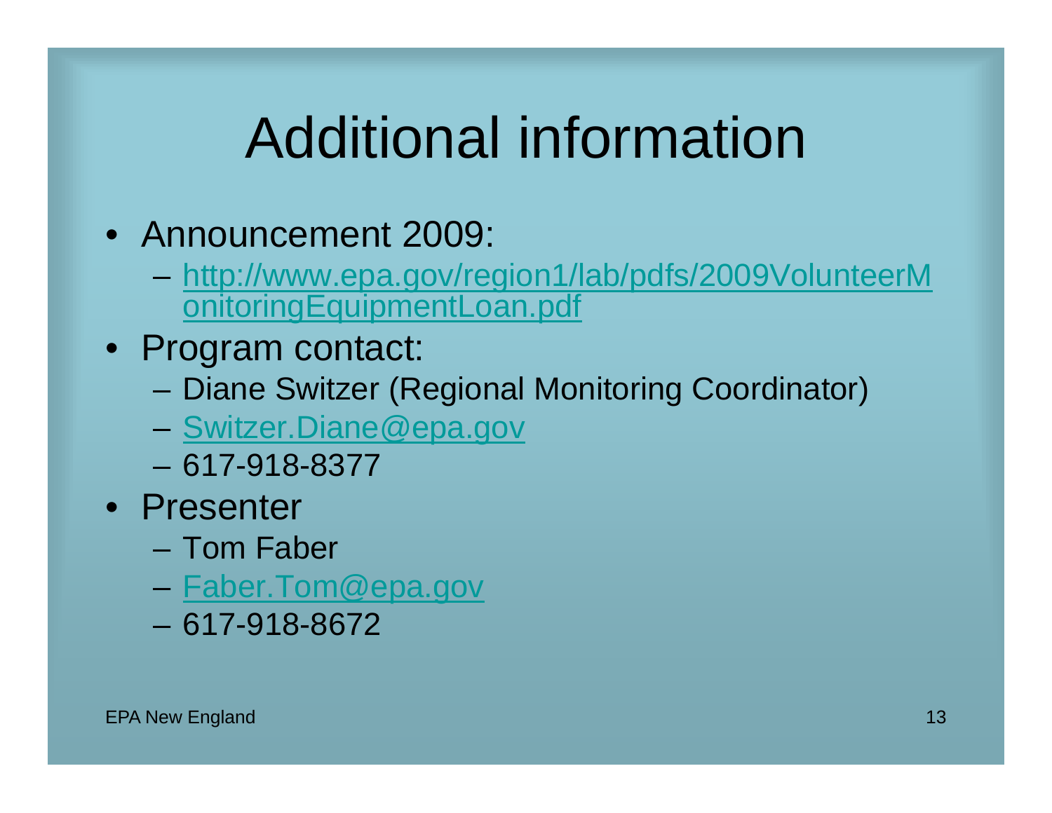# Additional information

- Announcement 2009:
  - http://www.epa.gov/region1/lab/pdfs/2009VolunteerMonitoringEquipmentLoan.pdf
- Program contact:
  - Diane Switzer (Regional Monitoring Coordinator)
  - Switzer.Diane@epa.gov
  - 617-918-8377
- Presenter
  - Tom Faber
  - Faber.Tom@epa.gov
  - 617-918-8672

EPA New England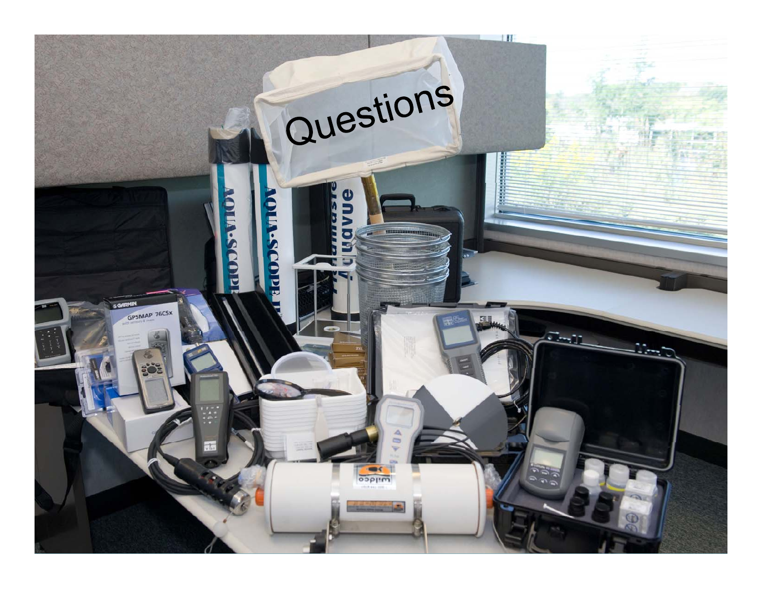Questions